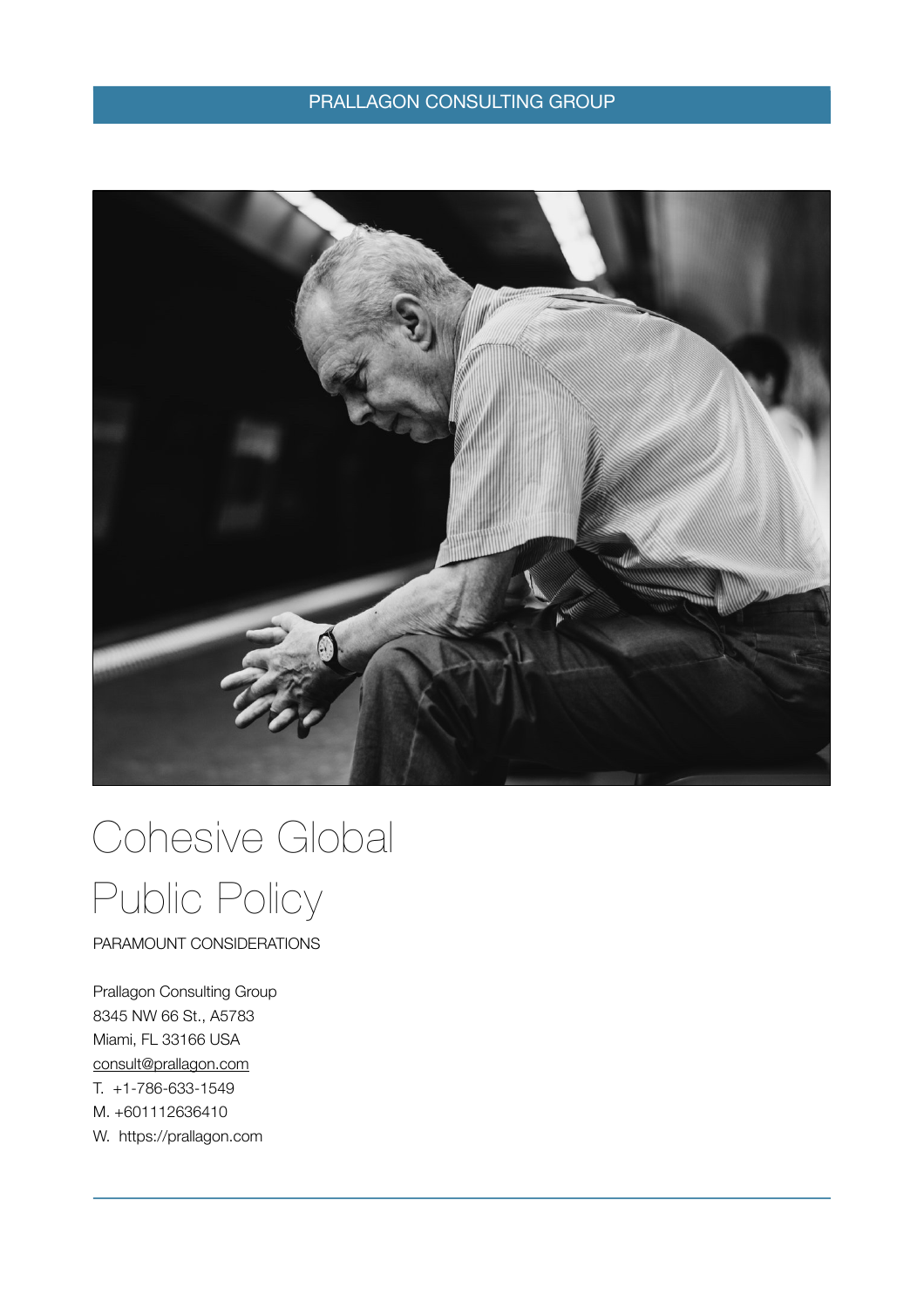PRALLAGON CONSULTING GROUP

# Cohesive Global Public Policy

PARAMOUNT CONSIDERATIONS

Prallagon Consulting Group
8345 NW 66 St., A5783
Miami, FL 33166 USA
consult@prallagon.com
T. +1-786-633-1549
M. +601112636410
W. https://prallagon.com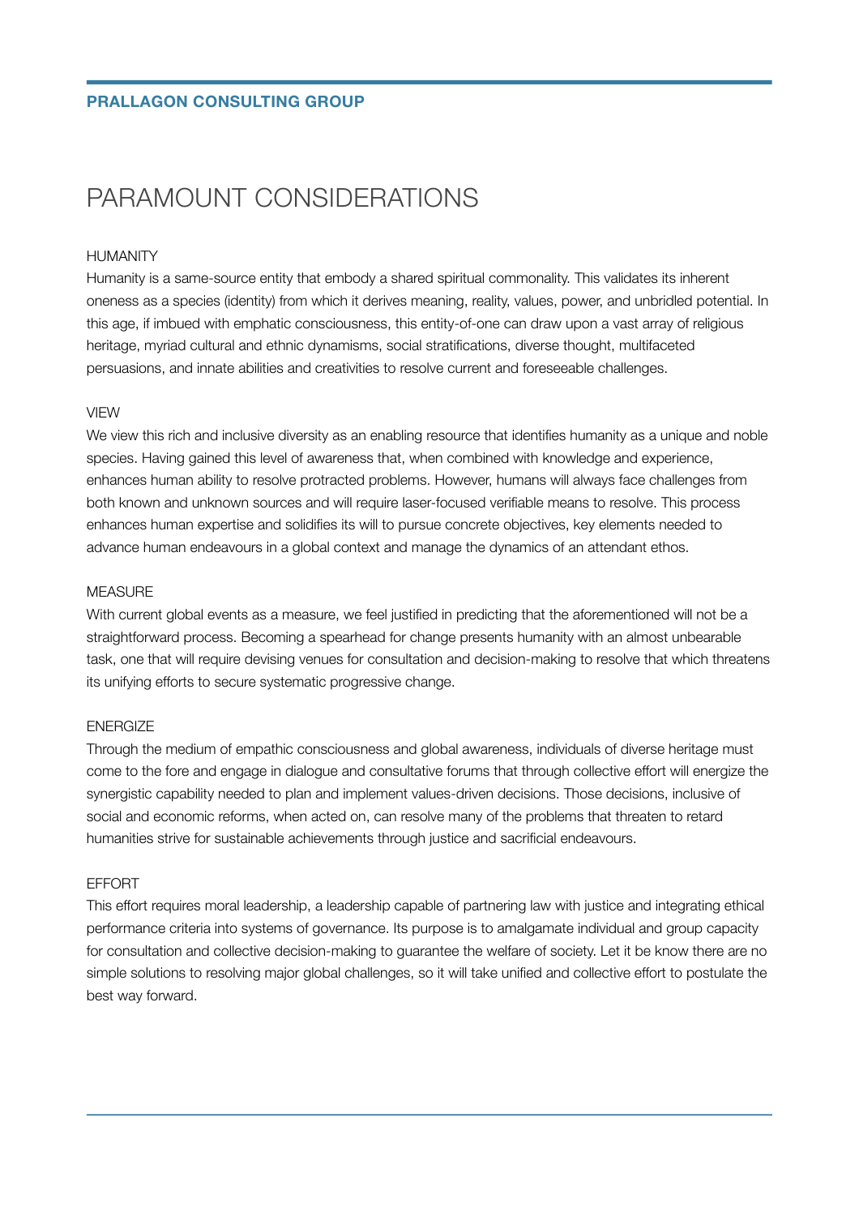**PRALLAGON CONSULTING GROUP**

# PARAMOUNT CONSIDERATIONS

## HUMANITY

Humanity is a same-source entity that embody a shared spiritual commonality. This validates its inherent oneness as a species (identity) from which it derives meaning, reality, values, power, and unbridled potential. In this age, if imbued with emphatic consciousness, this entity-of-one can draw upon a vast array of religious heritage, myriad cultural and ethnic dynamisms, social stratifications, diverse thought, multifaceted persuasions, and innate abilities and creativities to resolve current and foreseeable challenges.

## VIEW

We view this rich and inclusive diversity as an enabling resource that identifies humanity as a unique and noble species. Having gained this level of awareness that, when combined with knowledge and experience, enhances human ability to resolve protracted problems. However, humans will always face challenges from both known and unknown sources and will require laser-focused verifiable means to resolve. This process enhances human expertise and solidifies its will to pursue concrete objectives, key elements needed to advance human endeavours in a global context and manage the dynamics of an attendant ethos.

## MEASURE

With current global events as a measure, we feel justified in predicting that the aforementioned will not be a straightforward process. Becoming a spearhead for change presents humanity with an almost unbearable task, one that will require devising venues for consultation and decision-making to resolve that which threatens its unifying efforts to secure systematic progressive change.

## ENERGIZE

Through the medium of empathic consciousness and global awareness, individuals of diverse heritage must come to the fore and engage in dialogue and consultative forums that through collective effort will energize the synergistic capability needed to plan and implement values-driven decisions. Those decisions, inclusive of social and economic reforms, when acted on, can resolve many of the problems that threaten to retard humanities strive for sustainable achievements through justice and sacrificial endeavours.

## EFFORT

This effort requires moral leadership, a leadership capable of partnering law with justice and integrating ethical performance criteria into systems of governance. Its purpose is to amalgamate individual and group capacity for consultation and collective decision-making to guarantee the welfare of society. Let it be know there are no simple solutions to resolving major global challenges, so it will take unified and collective effort to postulate the best way forward.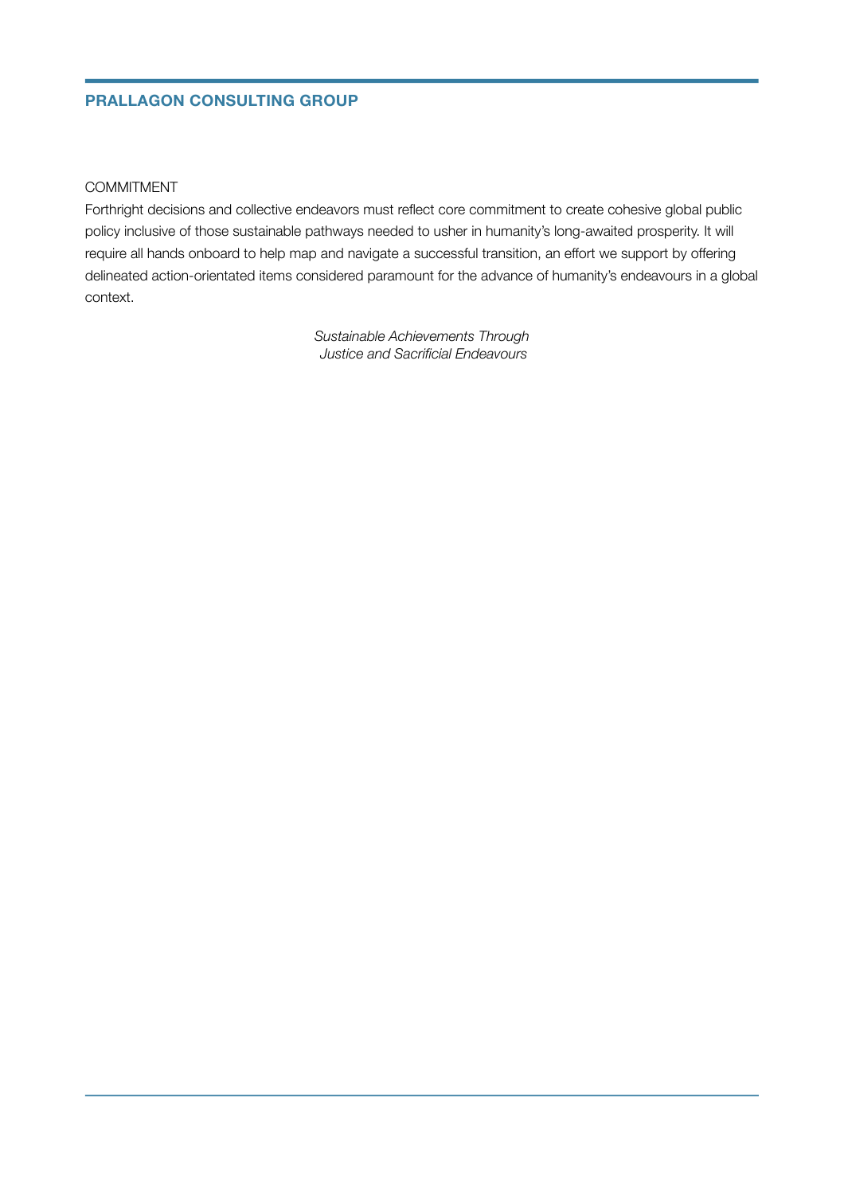## COMMITMENT

Forthright decisions and collective endeavors must reflect core commitment to create cohesive global public policy inclusive of those sustainable pathways needed to usher in humanity's long-awaited prosperity. It will require all hands onboard to help map and navigate a successful transition, an effort we support by offering delineated action-orientated items considered paramount for the advance of humanity's endeavours in a global context.

*Sustainable Achievements Through*
*Justice and Sacrificial Endeavours*